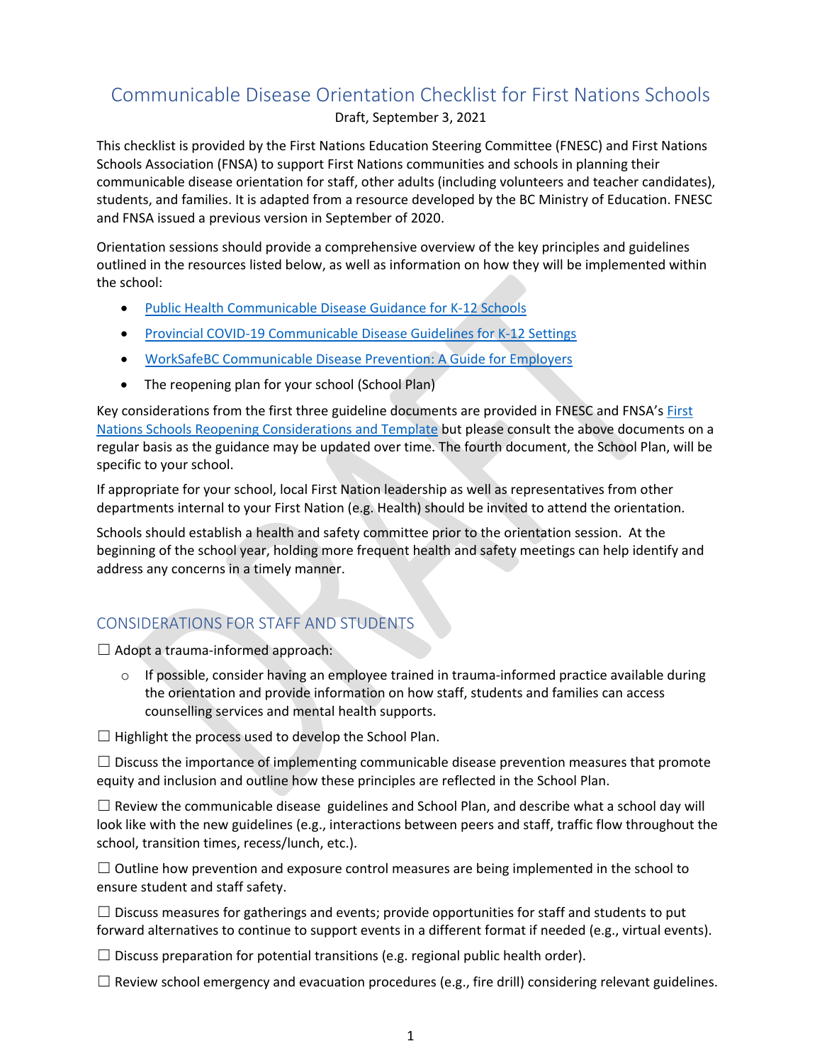# Communicable Disease Orientation Checklist for First Nations Schools

Draft, September 3, 2021

This checklist is provided by the First Nations Education Steering Committee (FNESC) and First Nations Schools Association (FNSA) to support First Nations communities and schools in planning their communicable disease orientation for staff, other adults (including volunteers and teacher candidates), students, and families. It is adapted from a resource developed by the BC Ministry of Education. FNESC and FNSA issued a previous version in September of 2020.

Orientation sessions should provide a comprehensive overview of the key principles and guidelines outlined in the resources listed below, as well as information on how they will be implemented within the school:

- Public Health Communicable Disease Guidance for K-12 Schools
- Provincial COVID-19 Communicable Disease Guidelines for K-12 Settings
- WorkSafeBC Communicable Disease Prevention: A Guide for Employers
- The reopening plan for your school (School Plan)

Key considerations from the first three guideline documents are provided in FNESC and FNSA's First Nations Schools Reopening Considerations and Template but please consult the above documents on a regular basis as the guidance may be updated over time. The fourth document, the School Plan, will be specific to your school.

If appropriate for your school, local First Nation leadership as well as representatives from other departments internal to your First Nation (e.g. Health) should be invited to attend the orientation.

Schools should establish a health and safety committee prior to the orientation session. At the beginning of the school year, holding more frequent health and safety meetings can help identify and address any concerns in a timely manner.

## CONSIDERATIONS FOR STAFF AND STUDENTS

☐ Adopt a trauma-informed approach:

- If possible, consider having an employee trained in trauma-informed practice available during the orientation and provide information on how staff, students and families can access counselling services and mental health supports.

☐ Highlight the process used to develop the School Plan.

☐ Discuss the importance of implementing communicable disease prevention measures that promote equity and inclusion and outline how these principles are reflected in the School Plan.

☐ Review the communicable disease guidelines and School Plan, and describe what a school day will look like with the new guidelines (e.g., interactions between peers and staff, traffic flow throughout the school, transition times, recess/lunch, etc.).

☐ Outline how prevention and exposure control measures are being implemented in the school to ensure student and staff safety.

☐ Discuss measures for gatherings and events; provide opportunities for staff and students to put forward alternatives to continue to support events in a different format if needed (e.g., virtual events).

☐ Discuss preparation for potential transitions (e.g. regional public health order).

☐ Review school emergency and evacuation procedures (e.g., fire drill) considering relevant guidelines.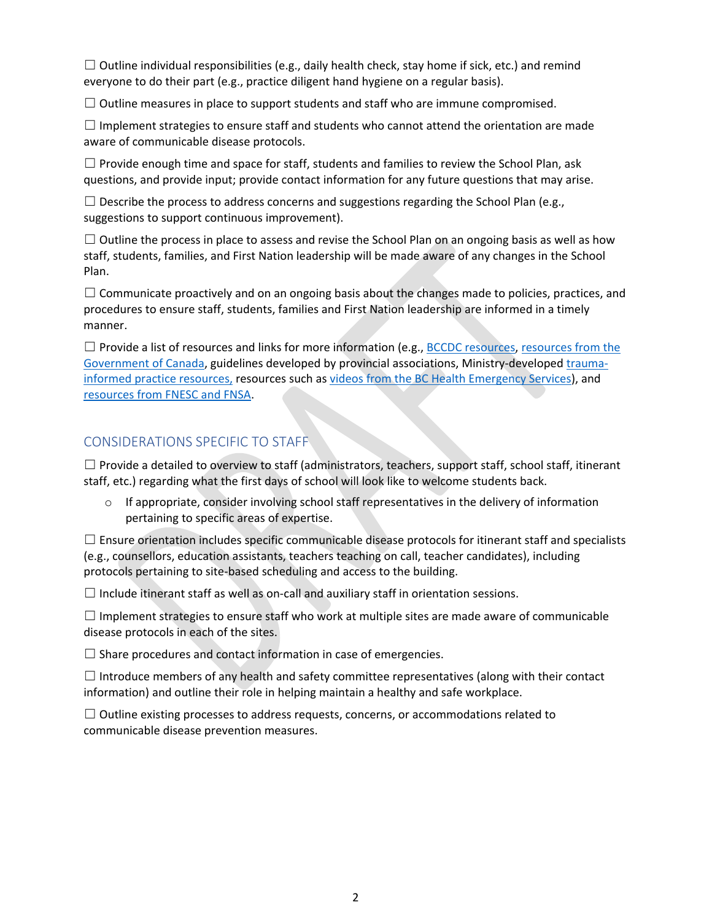☐ Outline individual responsibilities (e.g., daily health check, stay home if sick, etc.) and remind everyone to do their part (e.g., practice diligent hand hygiene on a regular basis).

☐ Outline measures in place to support students and staff who are immune compromised.

☐ Implement strategies to ensure staff and students who cannot attend the orientation are made aware of communicable disease protocols.

☐ Provide enough time and space for staff, students and families to review the School Plan, ask questions, and provide input; provide contact information for any future questions that may arise.

☐ Describe the process to address concerns and suggestions regarding the School Plan (e.g., suggestions to support continuous improvement).

☐ Outline the process in place to assess and revise the School Plan on an ongoing basis as well as how staff, students, families, and First Nation leadership will be made aware of any changes in the School Plan.

☐ Communicate proactively and on an ongoing basis about the changes made to policies, practices, and procedures to ensure staff, students, families and First Nation leadership are informed in a timely manner.

☐ Provide a list of resources and links for more information (e.g., BCCDC resources, resources from the Government of Canada, guidelines developed by provincial associations, Ministry-developed trauma-informed practice resources, resources such as videos from the BC Health Emergency Services), and resources from FNESC and FNSA.

## CONSIDERATIONS SPECIFIC TO STAFF

☐ Provide a detailed to overview to staff (administrators, teachers, support staff, school staff, itinerant staff, etc.) regarding what the first days of school will look like to welcome students back.

- If appropriate, consider involving school staff representatives in the delivery of information pertaining to specific areas of expertise.

☐ Ensure orientation includes specific communicable disease protocols for itinerant staff and specialists (e.g., counsellors, education assistants, teachers teaching on call, teacher candidates), including protocols pertaining to site-based scheduling and access to the building.

☐ Include itinerant staff as well as on-call and auxiliary staff in orientation sessions.

☐ Implement strategies to ensure staff who work at multiple sites are made aware of communicable disease protocols in each of the sites.

☐ Share procedures and contact information in case of emergencies.

☐ Introduce members of any health and safety committee representatives (along with their contact information) and outline their role in helping maintain a healthy and safe workplace.

☐ Outline existing processes to address requests, concerns, or accommodations related to communicable disease prevention measures.